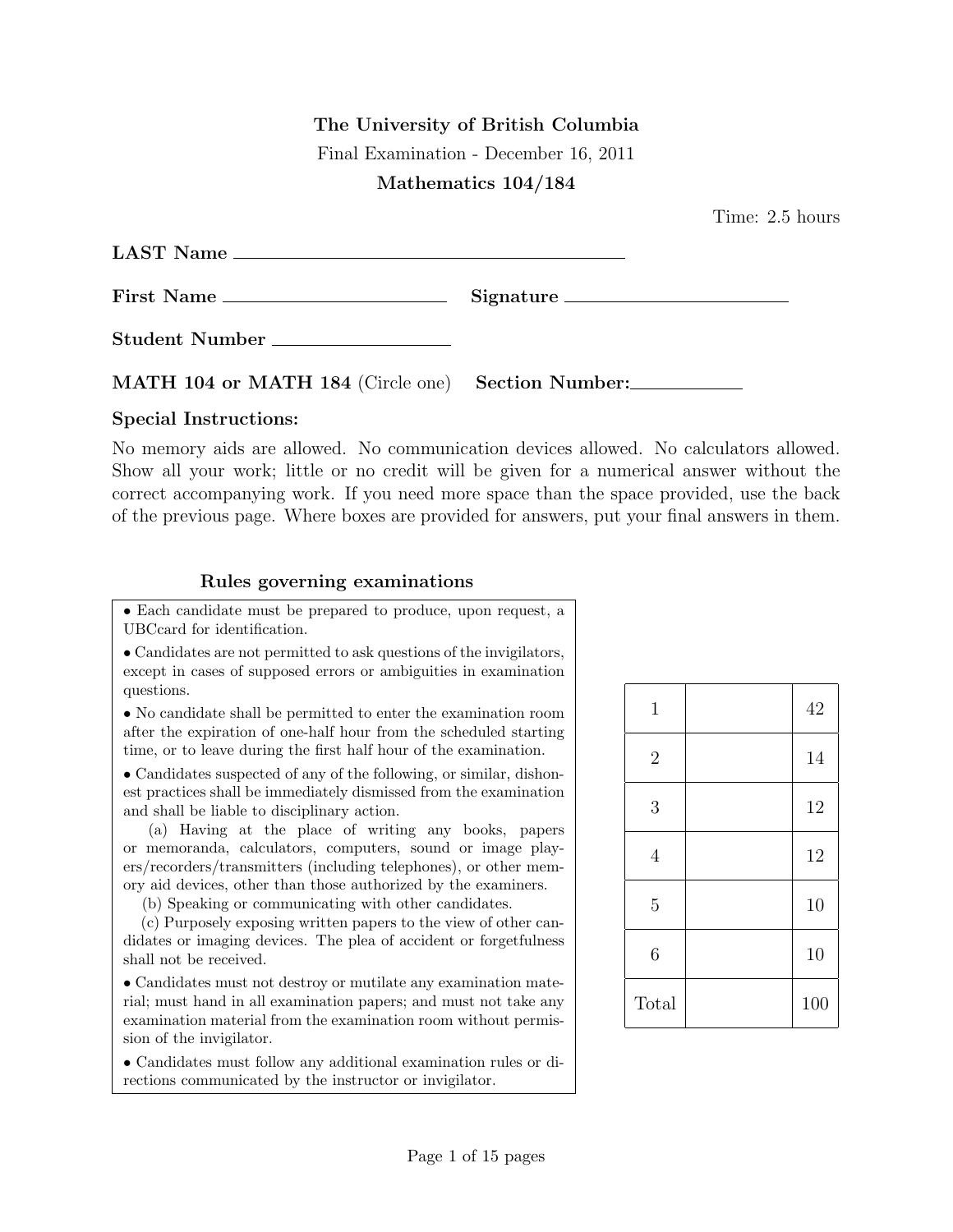**The University of British Columbia**

Final Examination - December 16, 2011

**Mathematics 104/184**

Time: 2.5 hours

**LAST Name** ______________________________

**First Name** ____________________ **Signature** ____________________

**Student Number** ________________

**MATH 104 or MATH 184** (Circle one) **Section Number:** __________

**Special Instructions:**

No memory aids are allowed. No communication devices allowed. No calculators allowed. Show all your work; little or no credit will be given for a numerical answer without the correct accompanying work. If you need more space than the space provided, use the back of the previous page. Where boxes are provided for answers, put your final answers in them.

**Rules governing examinations**

- Each candidate must be prepared to produce, upon request, a UBCcard for identification.
- Candidates are not permitted to ask questions of the invigilators, except in cases of supposed errors or ambiguities in examination questions.
- No candidate shall be permitted to enter the examination room after the expiration of one-half hour from the scheduled starting time, or to leave during the first half hour of the examination.
- Candidates suspected of any of the following, or similar, dishonest practices shall be immediately dismissed from the examination and shall be liable to disciplinary action.
  - (a) Having at the place of writing any books, papers or memoranda, calculators, computers, sound or image players/recorders/transmitters (including telephones), or other memory aid devices, other than those authorized by the examiners.
  - (b) Speaking or communicating with other candidates.
  - (c) Purposely exposing written papers to the view of other candidates or imaging devices. The plea of accident or forgetfulness shall not be received.
- Candidates must not destroy or mutilate any examination material; must hand in all examination papers; and must not take any examination material from the examination room without permission of the invigilator.
- Candidates must follow any additional examination rules or directions communicated by the instructor or invigilator.

| | | |
|---|---|---|
| 1 | | 42 |
| 2 | | 14 |
| 3 | | 12 |
| 4 | | 12 |
| 5 | | 10 |
| 6 | | 10 |
| Total | | 100 |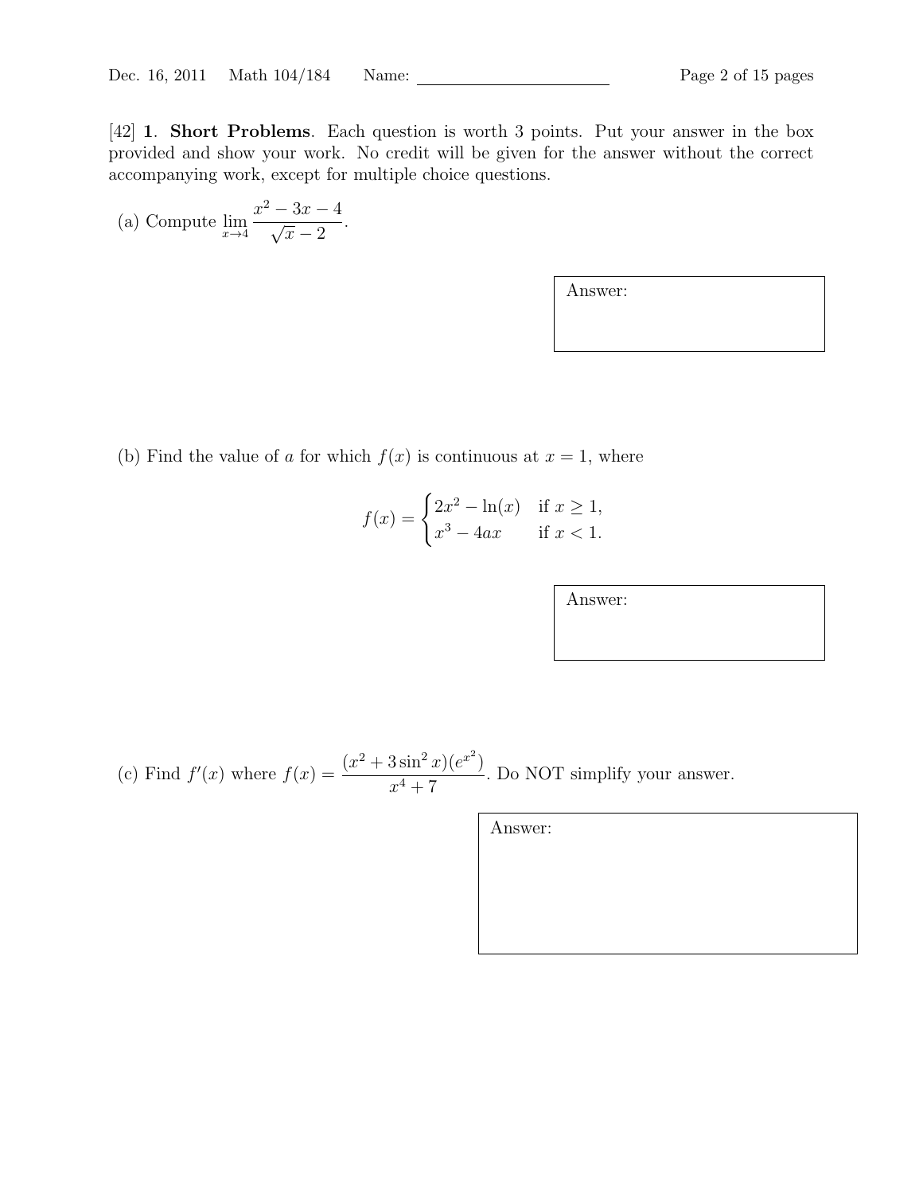[42] **1. Short Problems**. Each question is worth 3 points. Put your answer in the box provided and show your work. No credit will be given for the answer without the correct accompanying work, except for multiple choice questions.

(a) Compute $\lim_{x \to 4} \dfrac{x^2 - 3x - 4}{\sqrt{x} - 2}$.

Answer:

(b) Find the value of $a$ for which $f(x)$ is continuous at $x = 1$, where

$$f(x) = \begin{cases} 2x^2 - \ln(x) & \text{if } x \geq 1, \\ x^3 - 4ax & \text{if } x < 1. \end{cases}$$

Answer:

(c) Find $f'(x)$ where $f(x) = \dfrac{(x^2 + 3\sin^2 x)(e^{x^2})}{x^4 + 7}$. Do NOT simplify your answer.

Answer: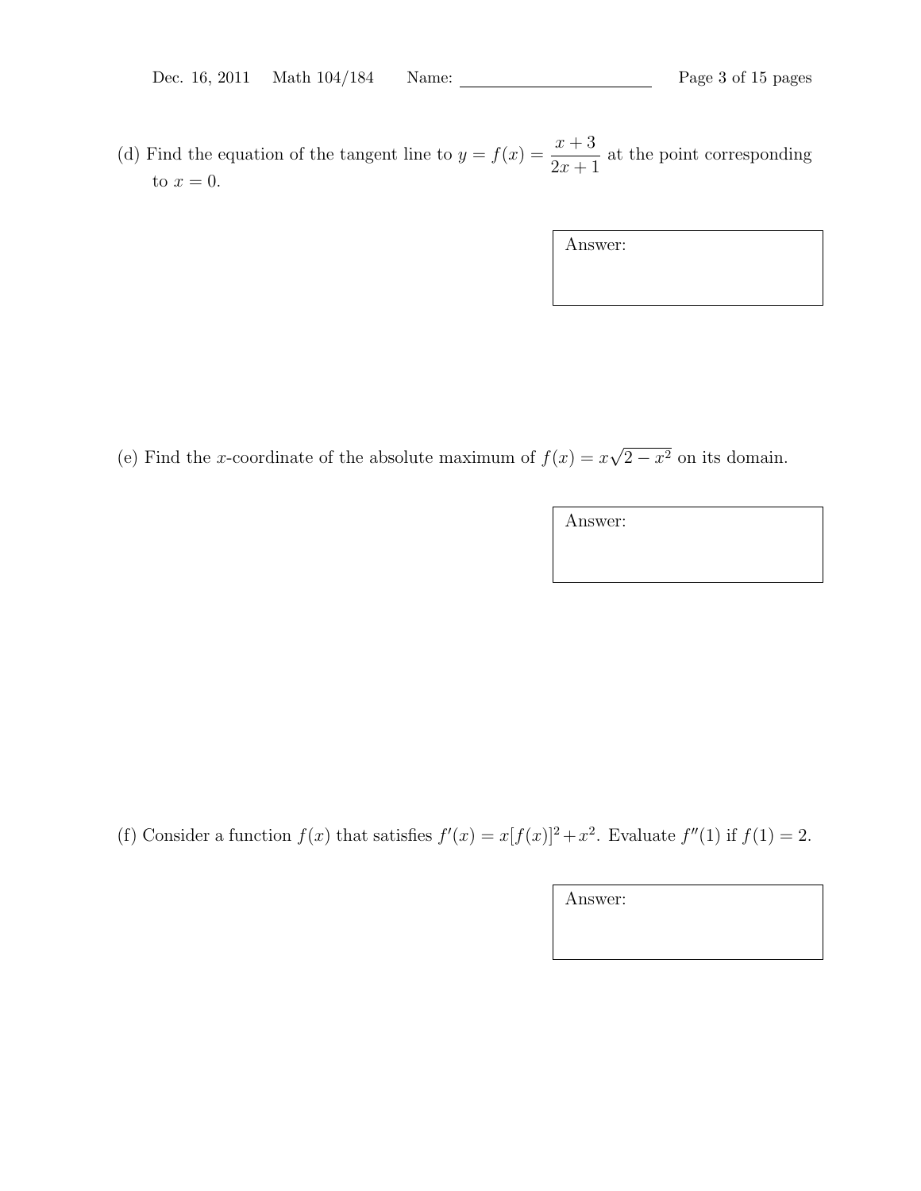(d) Find the equation of the tangent line to $y = f(x) = \dfrac{x+3}{2x+1}$ at the point corresponding to $x = 0$.

Answer:

(e) Find the $x$-coordinate of the absolute maximum of $f(x) = x\sqrt{2 - x^2}$ on its domain.

Answer:

(f) Consider a function $f(x)$ that satisfies $f'(x) = x[f(x)]^2 + x^2$. Evaluate $f''(1)$ if $f(1) = 2$.

Answer: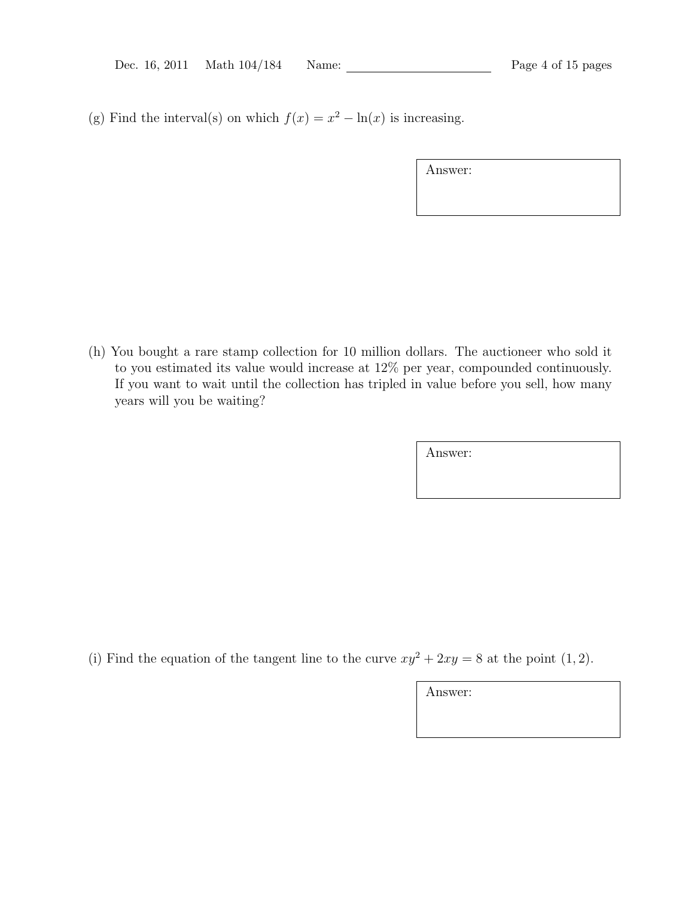(g) Find the interval(s) on which $f(x) = x^2 - \ln(x)$ is increasing.

Answer:

(h) You bought a rare stamp collection for 10 million dollars. The auctioneer who sold it to you estimated its value would increase at 12% per year, compounded continuously. If you want to wait until the collection has tripled in value before you sell, how many years will you be waiting?

Answer:

(i) Find the equation of the tangent line to the curve $xy^2 + 2xy = 8$ at the point $(1, 2)$.

Answer: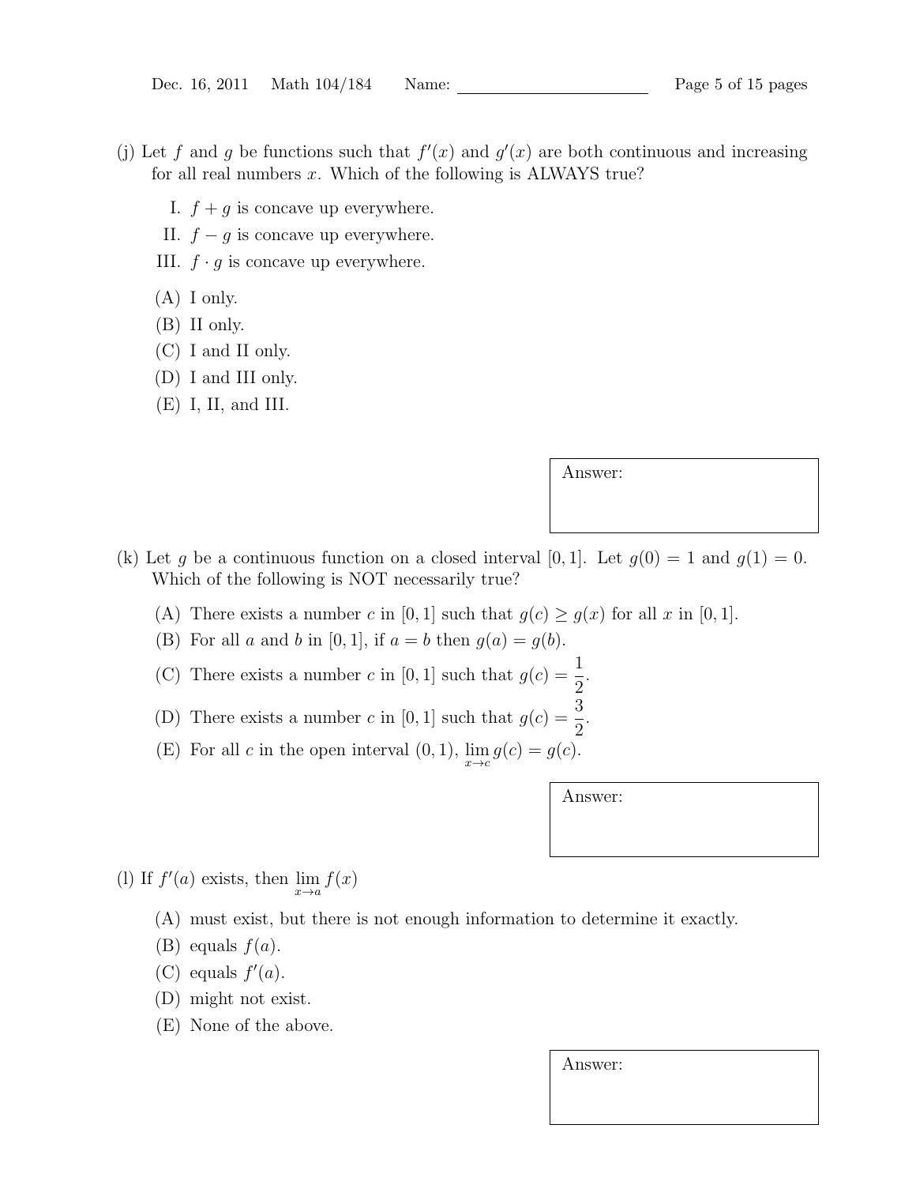(j) Let $f$ and $g$ be functions such that $f'(x)$ and $g'(x)$ are both continuous and increasing for all real numbers $x$. Which of the following is ALWAYS true?

I. $f + g$ is concave up everywhere.

II. $f - g$ is concave up everywhere.

III. $f \cdot g$ is concave up everywhere.

(A) I only.
(B) II only.
(C) I and II only.
(D) I and III only.
(E) I, II, and III.

Answer:

(k) Let $g$ be a continuous function on a closed interval $[0, 1]$. Let $g(0) = 1$ and $g(1) = 0$. Which of the following is NOT necessarily true?

(A) There exists a number $c$ in $[0, 1]$ such that $g(c) \geq g(x)$ for all $x$ in $[0, 1]$.
(B) For all $a$ and $b$ in $[0, 1]$, if $a = b$ then $g(a) = g(b)$.
(C) There exists a number $c$ in $[0, 1]$ such that $g(c) = \frac{1}{2}$.
(D) There exists a number $c$ in $[0, 1]$ such that $g(c) = \frac{3}{2}$.
(E) For all $c$ in the open interval $(0, 1)$, $\lim_{x \to c} g(c) = g(c)$.

Answer:

(l) If $f'(a)$ exists, then $\lim_{x \to a} f(x)$

(A) must exist, but there is not enough information to determine it exactly.
(B) equals $f(a)$.
(C) equals $f'(a)$.
(D) might not exist.
(E) None of the above.

Answer: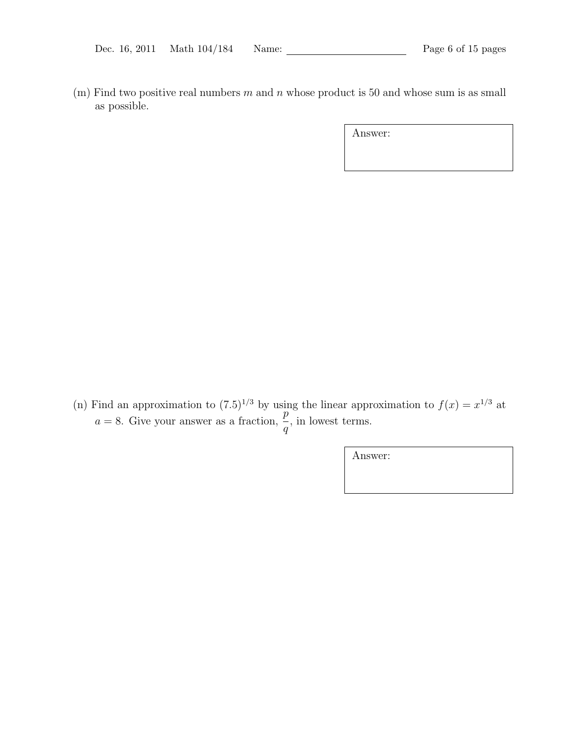(m) Find two positive real numbers $m$ and $n$ whose product is 50 and whose sum is as small as possible.

| Answer: |
|---|
| |

(n) Find an approximation to $(7.5)^{1/3}$ by using the linear approximation to $f(x) = x^{1/3}$ at $a = 8$. Give your answer as a fraction, $\frac{p}{q}$, in lowest terms.

| Answer: |
|---|
| |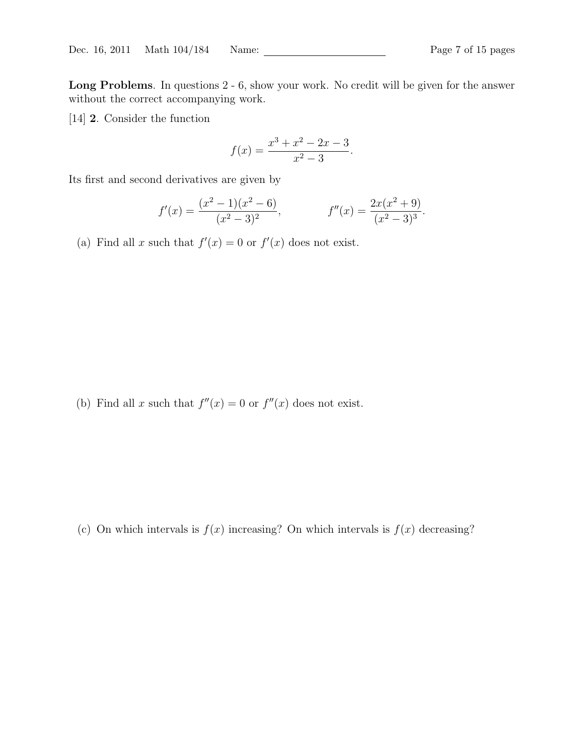**Long Problems**. In questions 2 - 6, show your work. No credit will be given for the answer without the correct accompanying work.

[14] **2**. Consider the function

$$f(x) = \frac{x^3 + x^2 - 2x - 3}{x^2 - 3}.$$

Its first and second derivatives are given by

$$f'(x) = \frac{(x^2 - 1)(x^2 - 6)}{(x^2 - 3)^2}, \qquad f''(x) = \frac{2x(x^2 + 9)}{(x^2 - 3)^3}.$$

(a) Find all $x$ such that $f'(x) = 0$ or $f'(x)$ does not exist.

(b) Find all $x$ such that $f''(x) = 0$ or $f''(x)$ does not exist.

(c) On which intervals is $f(x)$ increasing? On which intervals is $f(x)$ decreasing?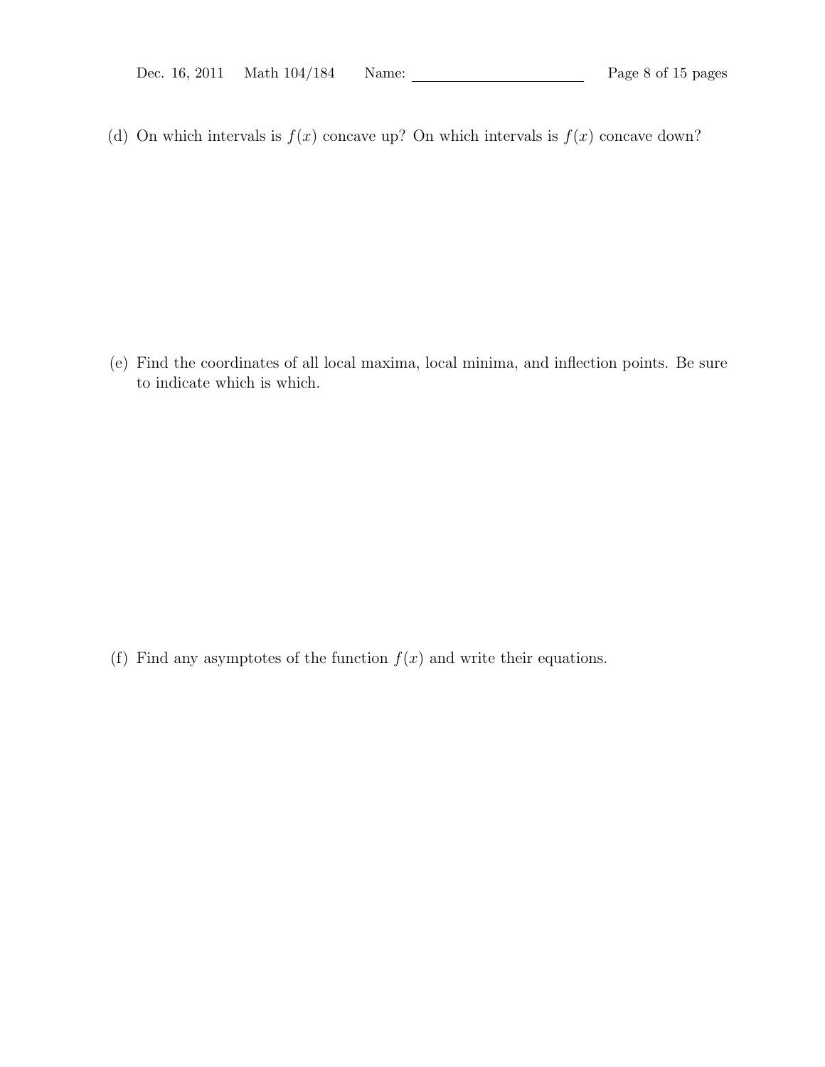(d) On which intervals is $f(x)$ concave up? On which intervals is $f(x)$ concave down?

(e) Find the coordinates of all local maxima, local minima, and inflection points. Be sure to indicate which is which.

(f) Find any asymptotes of the function $f(x)$ and write their equations.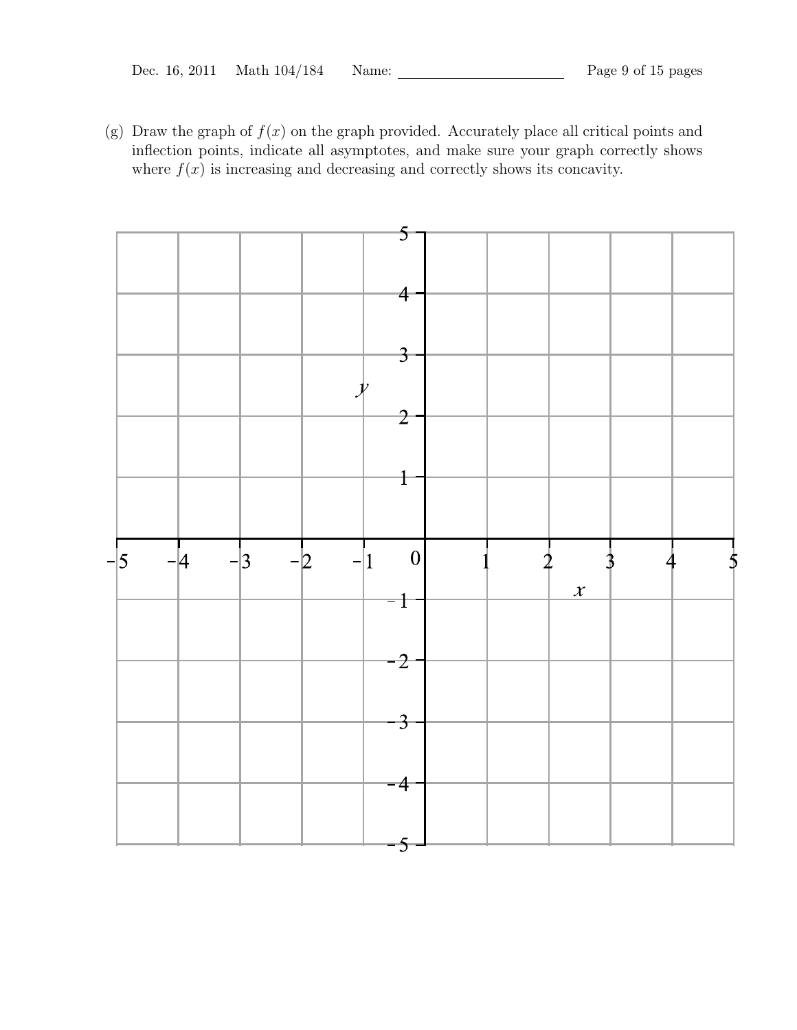(g) Draw the graph of $f(x)$ on the graph provided. Accurately place all critical points and inflection points, indicate all asymptotes, and make sure your graph correctly shows where $f(x)$ is increasing and decreasing and correctly shows its concavity.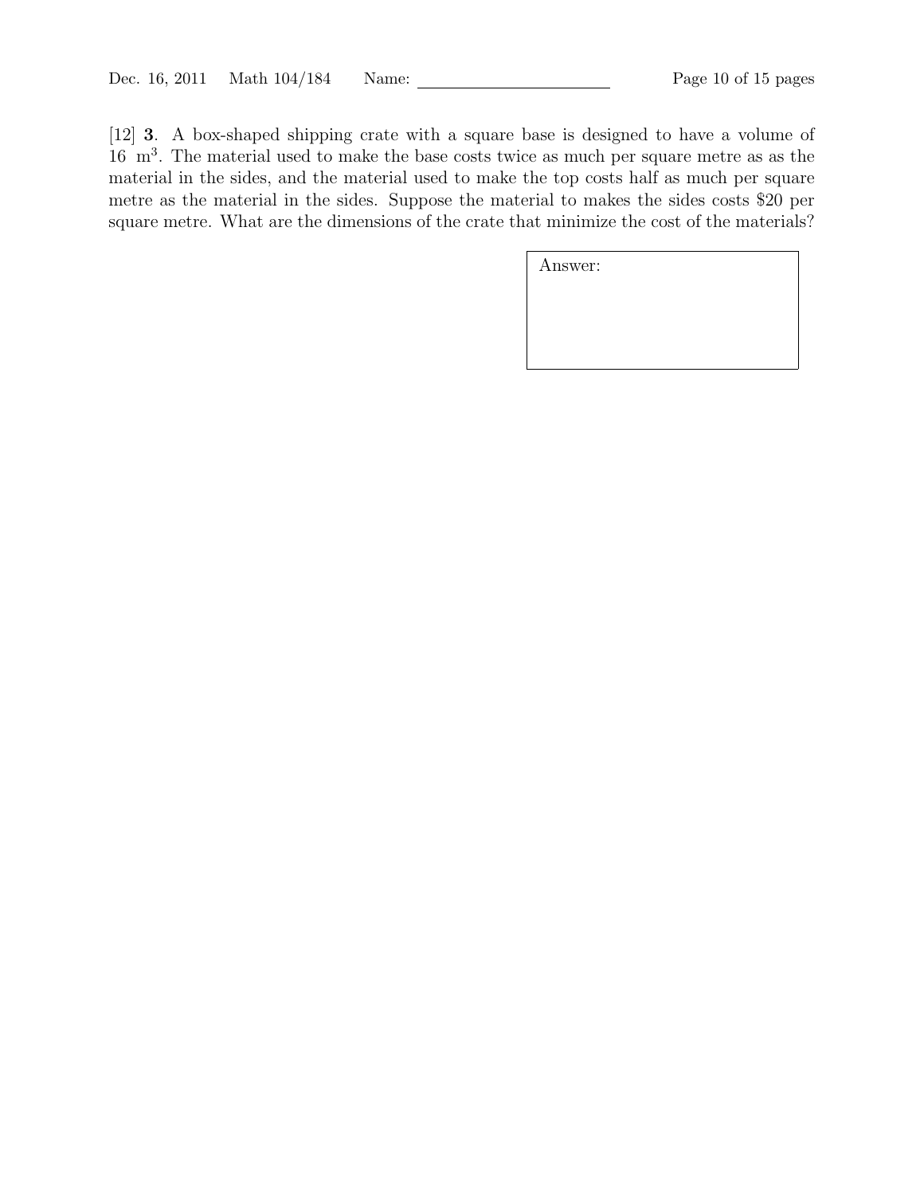[12] **3**. A box-shaped shipping crate with a square base is designed to have a volume of 16 $m^3$. The material used to make the base costs twice as much per square metre as as the material in the sides, and the material used to make the top costs half as much per square metre as the material in the sides. Suppose the material to makes the sides costs \$20 per square metre. What are the dimensions of the crate that minimize the cost of the materials?

| Answer: |
|---|
| |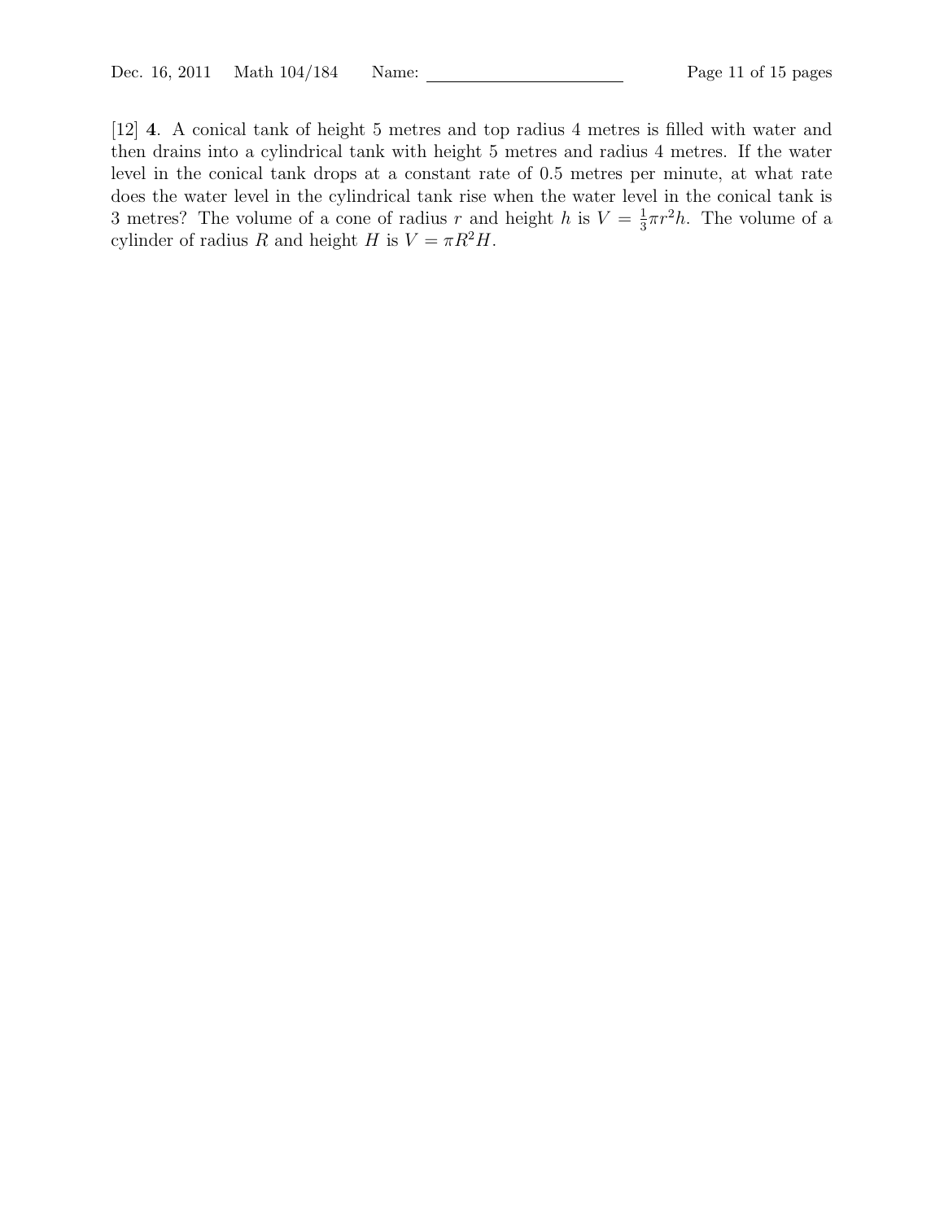[12] **4**. A conical tank of height 5 metres and top radius 4 metres is filled with water and then drains into a cylindrical tank with height 5 metres and radius 4 metres. If the water level in the conical tank drops at a constant rate of 0.5 metres per minute, at what rate does the water level in the cylindrical tank rise when the water level in the conical tank is 3 metres? The volume of a cone of radius $r$ and height $h$ is $V = \frac{1}{3}\pi r^2 h$. The volume of a cylinder of radius $R$ and height $H$ is $V = \pi R^2 H$.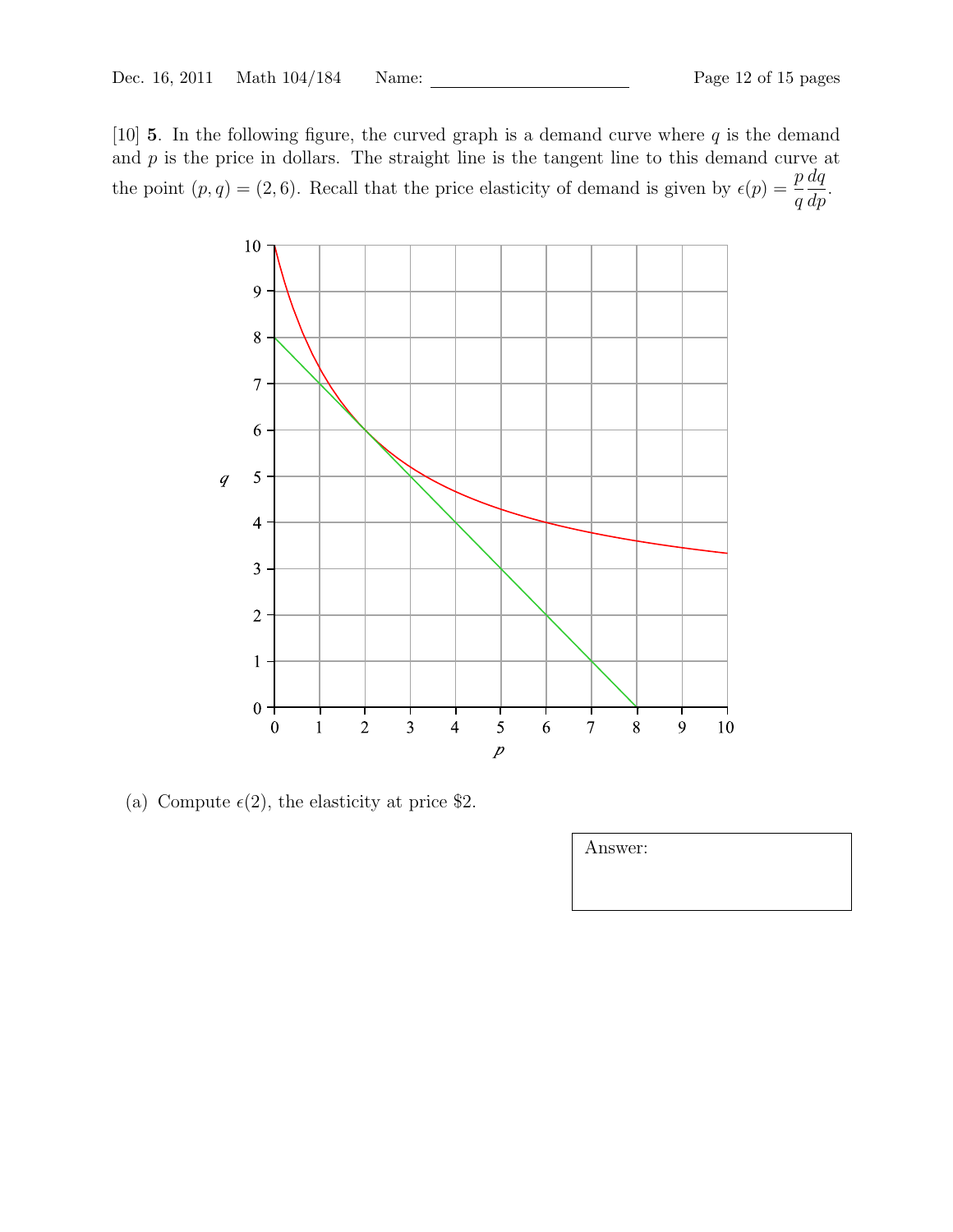[10] **5**. In the following figure, the curved graph is a demand curve where $q$ is the demand and $p$ is the price in dollars. The straight line is the tangent line to this demand curve at the point $(p, q) = (2, 6)$. Recall that the price elasticity of demand is given by $\epsilon(p) = \dfrac{p}{q}\dfrac{dq}{dp}$.

(a) Compute $\epsilon(2)$, the elasticity at price \$2.

Answer: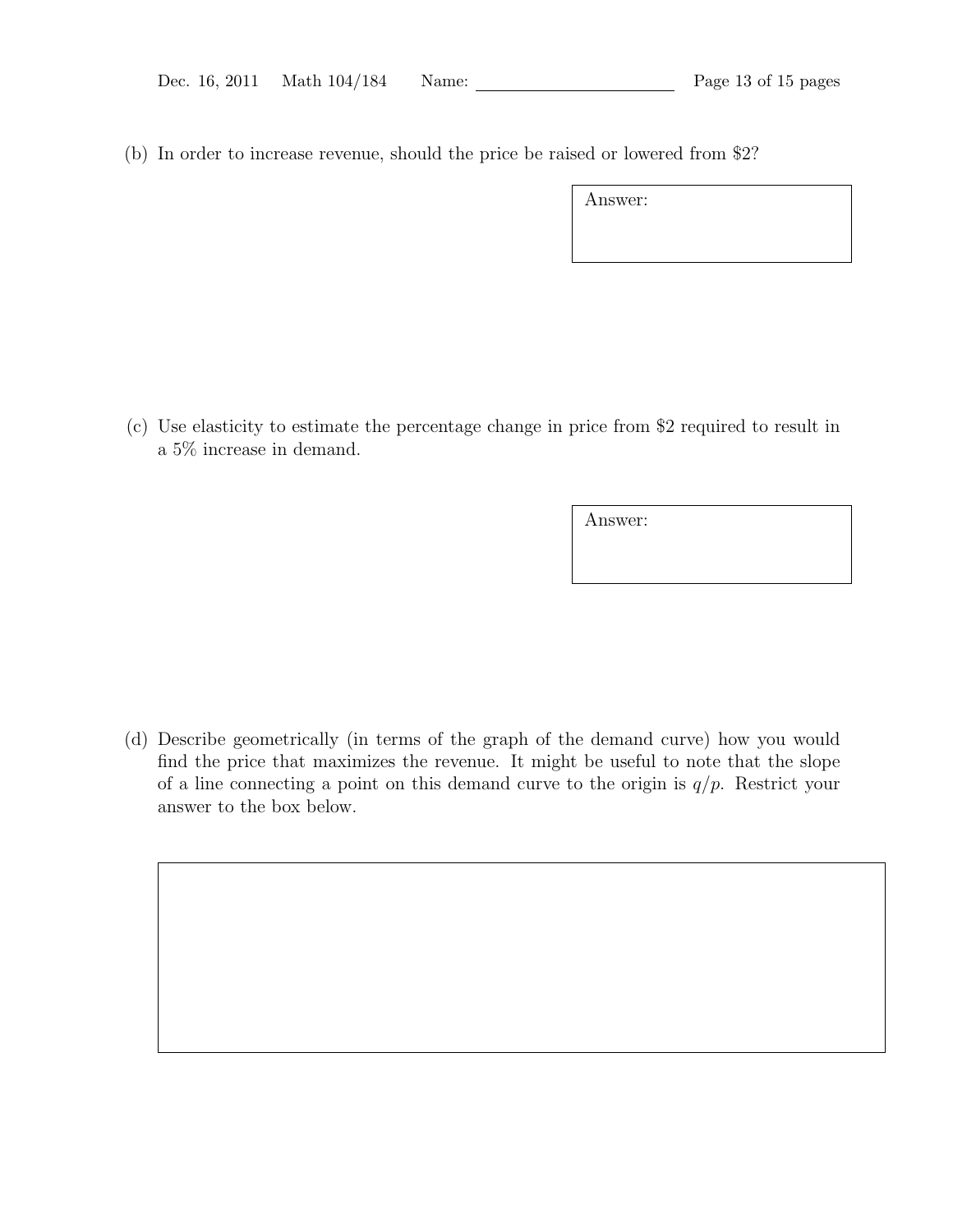(b) In order to increase revenue, should the price be raised or lowered from \$2?

Answer:

(c) Use elasticity to estimate the percentage change in price from \$2 required to result in a 5% increase in demand.

Answer:

(d) Describe geometrically (in terms of the graph of the demand curve) how you would find the price that maximizes the revenue. It might be useful to note that the slope of a line connecting a point on this demand curve to the origin is $q/p$. Restrict your answer to the box below.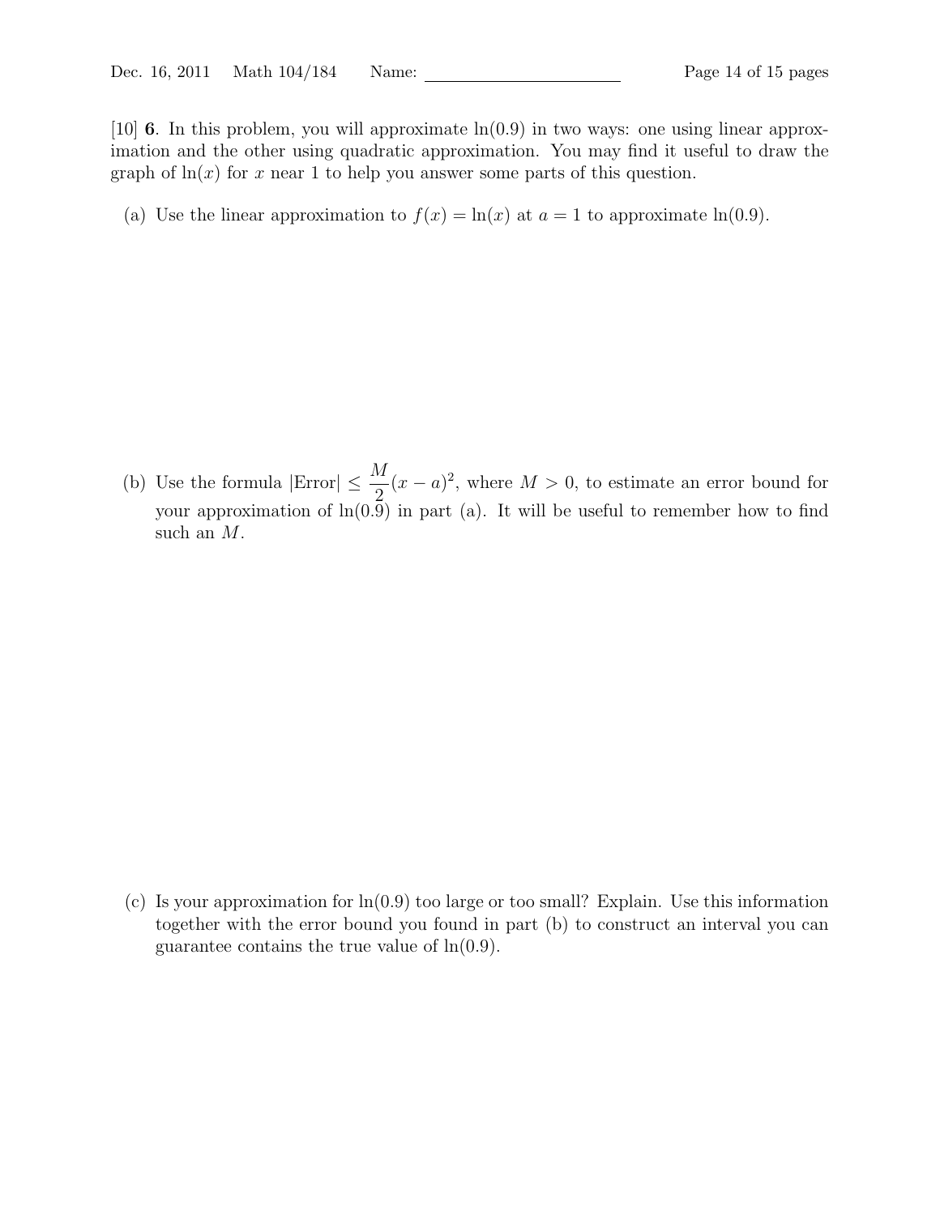[10] **6**. In this problem, you will approximate $\ln(0.9)$ in two ways: one using linear approximation and the other using quadratic approximation. You may find it useful to draw the graph of $\ln(x)$ for $x$ near 1 to help you answer some parts of this question.

(a) Use the linear approximation to $f(x) = \ln(x)$ at $a = 1$ to approximate $\ln(0.9)$.

(b) Use the formula $|\text{Error}| \leq \frac{M}{2}(x-a)^2$, where $M > 0$, to estimate an error bound for your approximation of $\ln(0.9)$ in part (a). It will be useful to remember how to find such an $M$.

(c) Is your approximation for $\ln(0.9)$ too large or too small? Explain. Use this information together with the error bound you found in part (b) to construct an interval you can guarantee contains the true value of $\ln(0.9)$.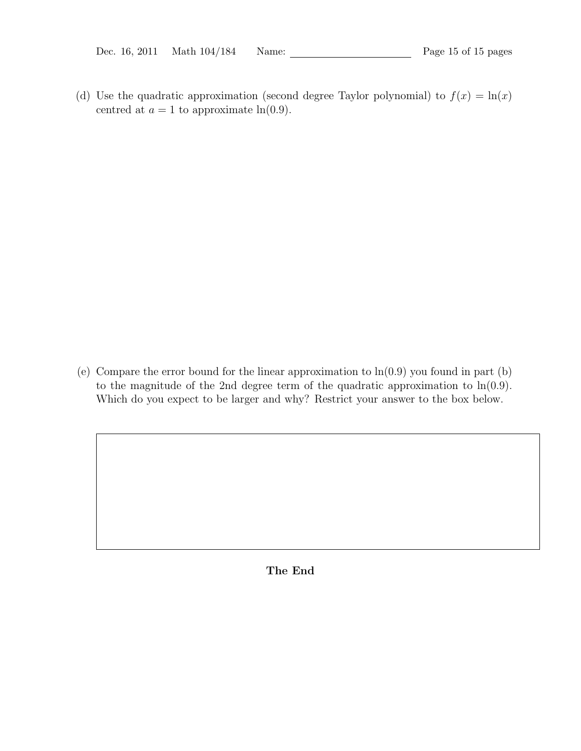(d) Use the quadratic approximation (second degree Taylor polynomial) to $f(x) = \ln(x)$ centred at $a = 1$ to approximate $\ln(0.9)$.

(e) Compare the error bound for the linear approximation to $\ln(0.9)$ you found in part (b) to the magnitude of the 2nd degree term of the quadratic approximation to $\ln(0.9)$. Which do you expect to be larger and why? Restrict your answer to the box below.

**The End**